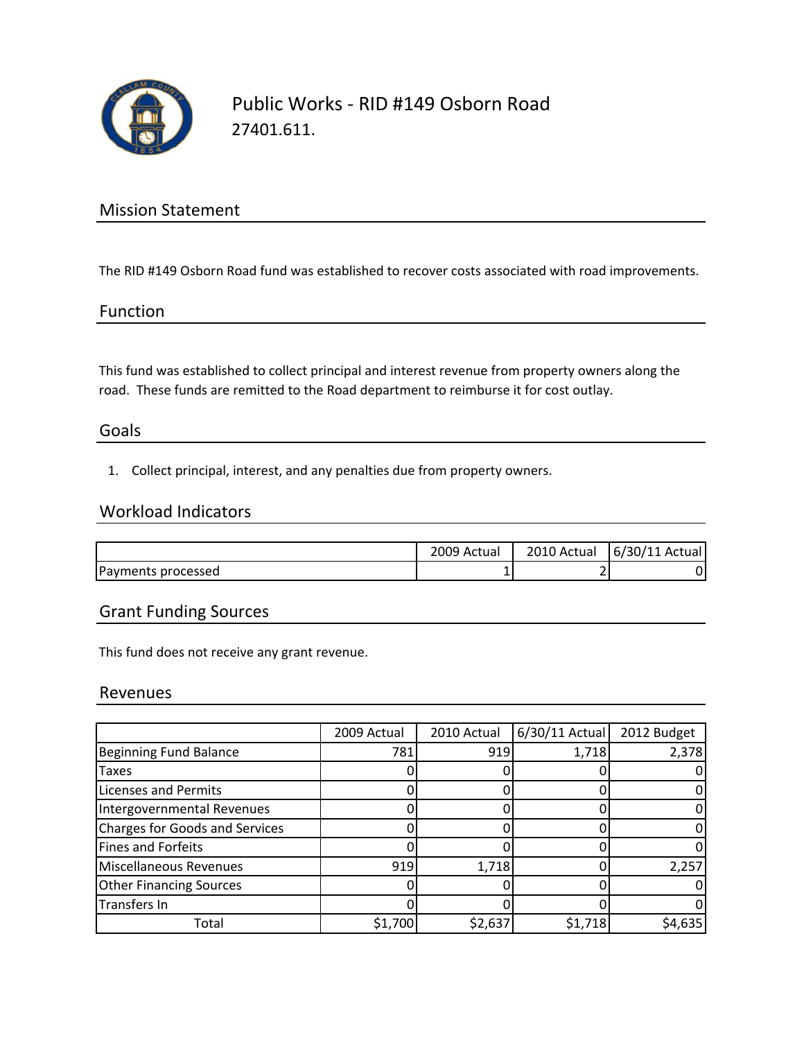# Public Works - RID #149 Osborn Road

27401.611.

## Mission Statement

The RID #149 Osborn Road fund was established to recover costs associated with road improvements.

## Function

This fund was established to collect principal and interest revenue from property owners along the road. These funds are remitted to the Road department to reimburse it for cost outlay.

## Goals

1. Collect principal, interest, and any penalties due from property owners.

## Workload Indicators

| | 2009 Actual | 2010 Actual | 6/30/11 Actual |
|---|---|---|---|
| Payments processed | 1 | 2 | 0 |

## Grant Funding Sources

This fund does not receive any grant revenue.

## Revenues

| | 2009 Actual | 2010 Actual | 6/30/11 Actual | 2012 Budget |
|---|---|---|---|---|
| Beginning Fund Balance | 781 | 919 | 1,718 | 2,378 |
| Taxes | 0 | 0 | 0 | 0 |
| Licenses and Permits | 0 | 0 | 0 | 0 |
| Intergovernmental Revenues | 0 | 0 | 0 | 0 |
| Charges for Goods and Services | 0 | 0 | 0 | 0 |
| Fines and Forfeits | 0 | 0 | 0 | 0 |
| Miscellaneous Revenues | 919 | 1,718 | 0 | 2,257 |
| Other Financing Sources | 0 | 0 | 0 | 0 |
| Transfers In | 0 | 0 | 0 | 0 |
| Total | $1,700 | $2,637 | $1,718 | $4,635 |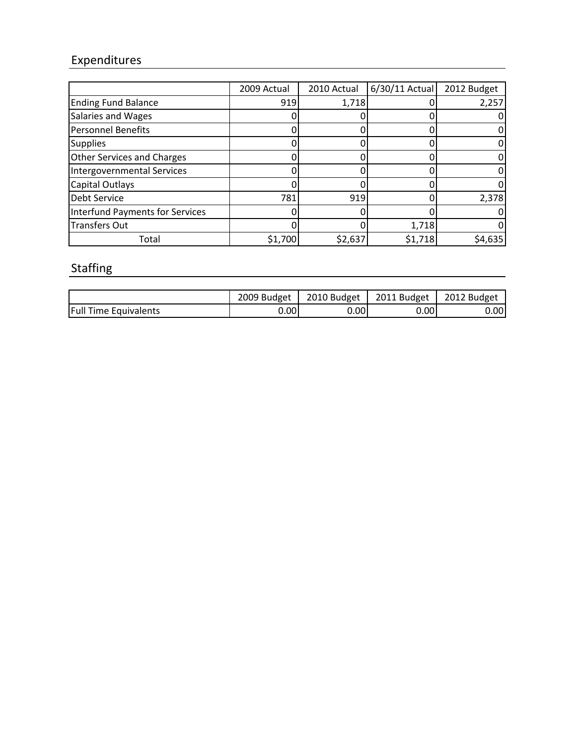## Expenditures

| | 2009 Actual | 2010 Actual | 6/30/11 Actual | 2012 Budget |
|---|---|---|---|---|
| Ending Fund Balance | 919 | 1,718 | 0 | 2,257 |
| Salaries and Wages | 0 | 0 | 0 | 0 |
| Personnel Benefits | 0 | 0 | 0 | 0 |
| Supplies | 0 | 0 | 0 | 0 |
| Other Services and Charges | 0 | 0 | 0 | 0 |
| Intergovernmental Services | 0 | 0 | 0 | 0 |
| Capital Outlays | 0 | 0 | 0 | 0 |
| Debt Service | 781 | 919 | 0 | 2,378 |
| Interfund Payments for Services | 0 | 0 | 0 | 0 |
| Transfers Out | 0 | 0 | 1,718 | 0 |
| Total | $1,700 | $2,637 | $1,718 | $4,635 |

## Staffing

| | 2009 Budget | 2010 Budget | 2011 Budget | 2012 Budget |
|---|---|---|---|---|
| Full Time Equivalents | 0.00 | 0.00 | 0.00 | 0.00 |